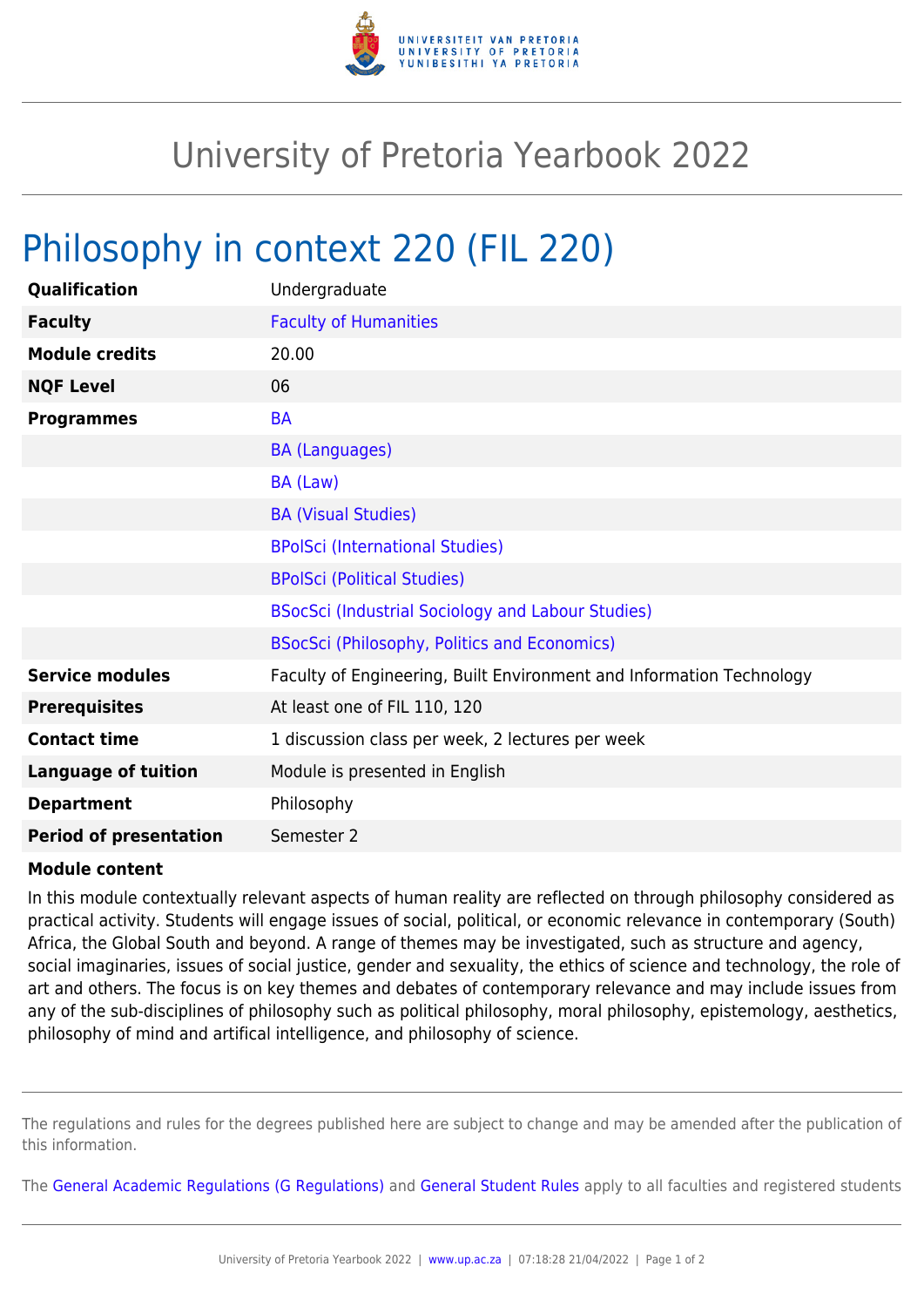# University of Pretoria Yearbook 2022

## Philosophy in context 220 (FIL 220)

| | |
|---|---|
| **Qualification** | Undergraduate |
| **Faculty** | Faculty of Humanities |
| **Module credits** | 20.00 |
| **NQF Level** | 06 |
| **Programmes** | BA |
| | BA (Languages) |
| | BA (Law) |
| | BA (Visual Studies) |
| | BPolSci (International Studies) |
| | BPolSci (Political Studies) |
| | BSocSci (Industrial Sociology and Labour Studies) |
| | BSocSci (Philosophy, Politics and Economics) |
| **Service modules** | Faculty of Engineering, Built Environment and Information Technology |
| **Prerequisites** | At least one of FIL 110, 120 |
| **Contact time** | 1 discussion class per week, 2 lectures per week |
| **Language of tuition** | Module is presented in English |
| **Department** | Philosophy |
| **Period of presentation** | Semester 2 |

**Module content**

In this module contextually relevant aspects of human reality are reflected on through philosophy considered as practical activity. Students will engage issues of social, political, or economic relevance in contemporary (South) Africa, the Global South and beyond. A range of themes may be investigated, such as structure and agency, social imaginaries, issues of social justice, gender and sexuality, the ethics of science and technology, the role of art and others. The focus is on key themes and debates of contemporary relevance and may include issues from any of the sub-disciplines of philosophy such as political philosophy, moral philosophy, epistemology, aesthetics, philosophy of mind and artifical intelligence, and philosophy of science.

The regulations and rules for the degrees published here are subject to change and may be amended after the publication of this information.

The General Academic Regulations (G Regulations) and General Student Rules apply to all faculties and registered students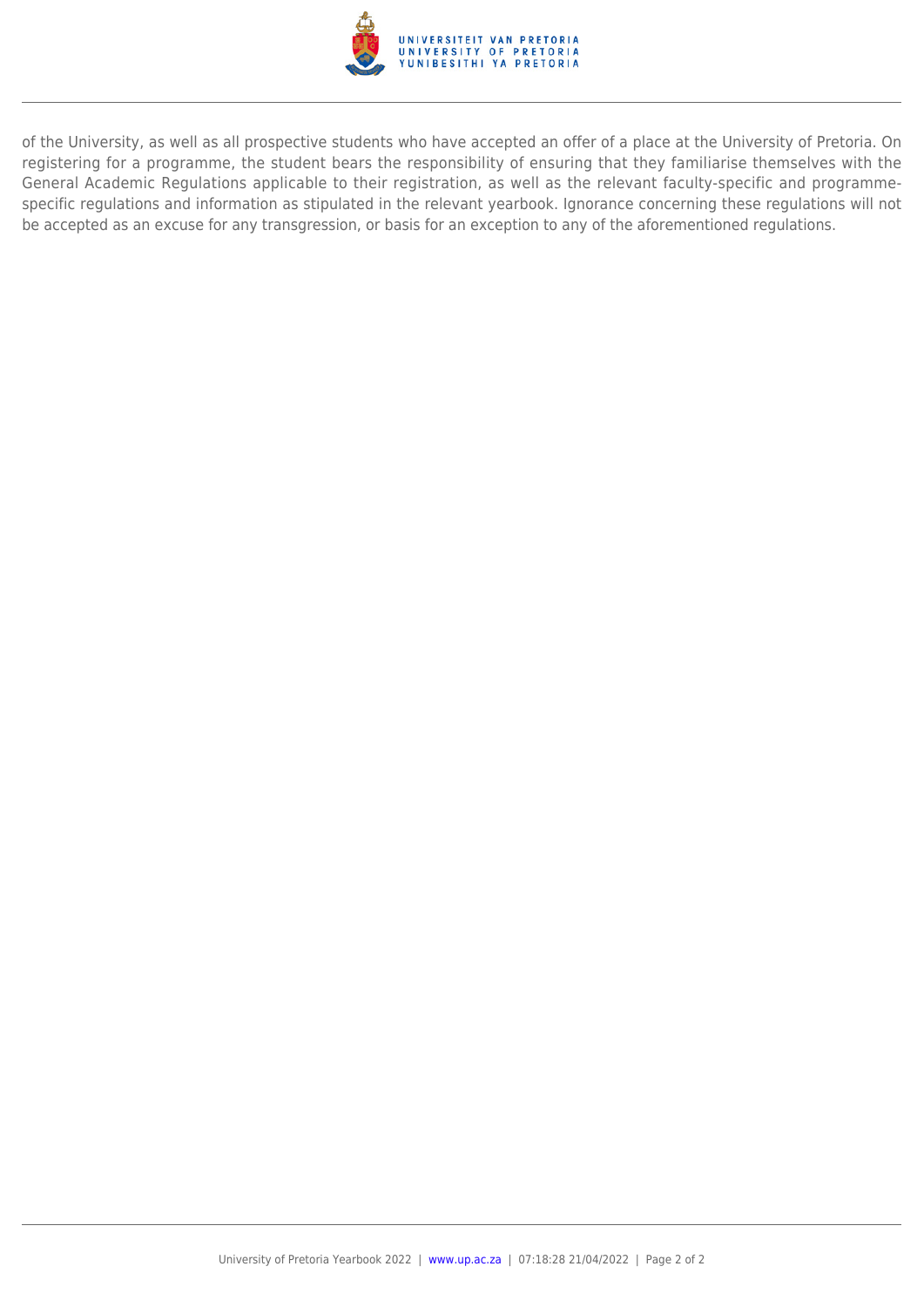of the University, as well as all prospective students who have accepted an offer of a place at the University of Pretoria. On registering for a programme, the student bears the responsibility of ensuring that they familiarise themselves with the General Academic Regulations applicable to their registration, as well as the relevant faculty-specific and programme-specific regulations and information as stipulated in the relevant yearbook. Ignorance concerning these regulations will not be accepted as an excuse for any transgression, or basis for an exception to any of the aforementioned regulations.